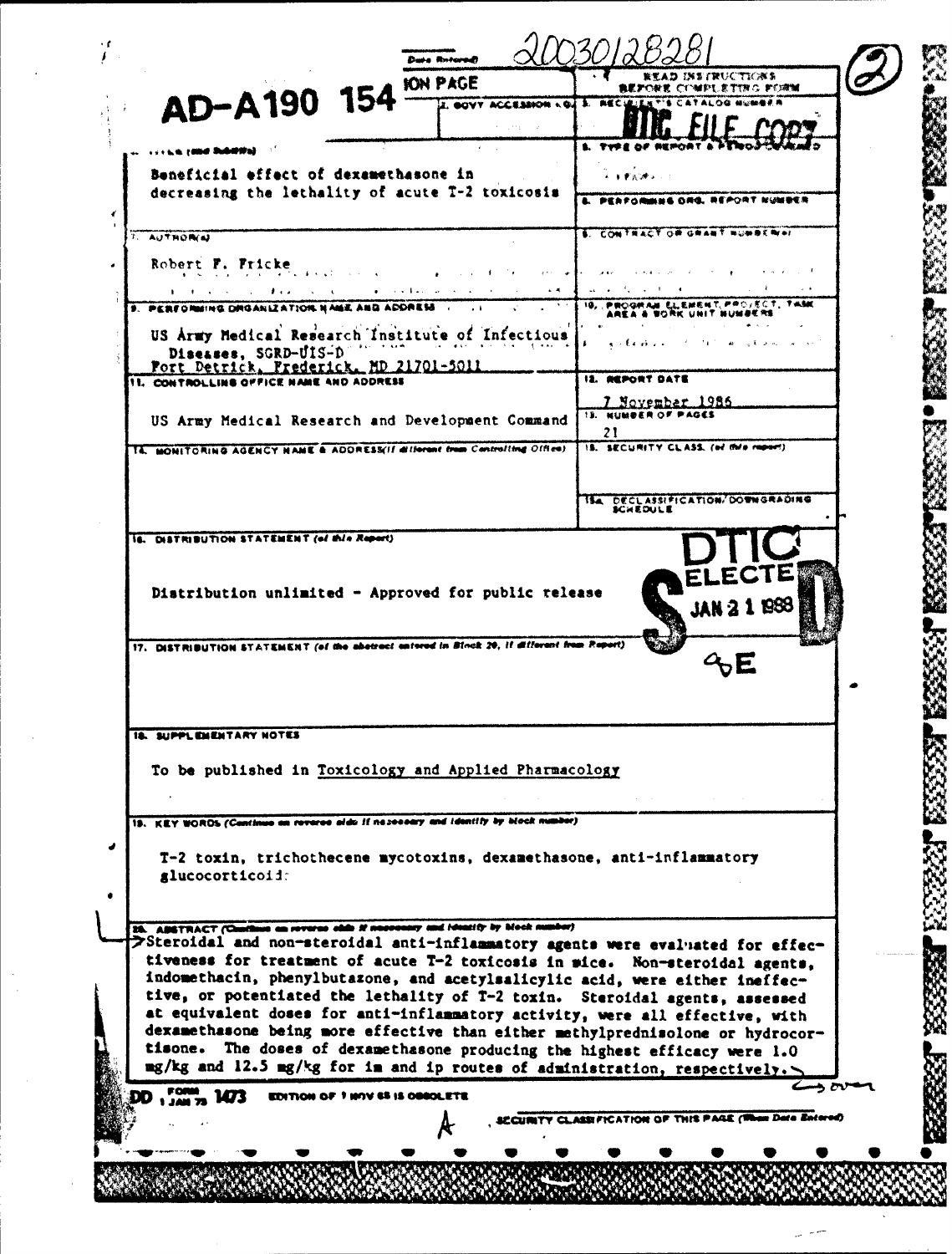20030128281

AD-A190 154

REPORT DOCUMENTATION PAGE

READ INSTRUCTIONS BEFORE COMPLETING FORM

DTIC FILE COPY

| 2. GOVT ACCESSION NO. | 3. RECIPIENT'S CATALOG NUMBER |
|---|---|

**4. TITLE (and Subtitle)**

Beneficial effect of dexamethasone in decreasing the lethality of acute T-2 toxicosis

**5. TYPE OF REPORT & PERIOD COVERED**

**6. PERFORMING ORG. REPORT NUMBER**

**7. AUTHOR(s)**

Robert F. Fricke

**8. CONTRACT OR GRANT NUMBER(s)**

**9. PERFORMING ORGANIZATION NAME AND ADDRESS**

US Army Medical Research Institute of Infectious Diseases, SGRD-UIS-D
Fort Detrick, Frederick, MD 21701-5011

**10. PROGRAM ELEMENT, PROJECT, TASK AREA & WORK UNIT NUMBERS**

**11. CONTROLLING OFFICE NAME AND ADDRESS**

US Army Medical Research and Development Command

**12. REPORT DATE**

7 November 1986

**13. NUMBER OF PAGES**

21

**14. MONITORING AGENCY NAME & ADDRESS (if different from Controlling Office)**

**15. SECURITY CLASS. (of this report)**

**15a. DECLASSIFICATION/DOWNGRADING SCHEDULE**

**16. DISTRIBUTION STATEMENT (of this Report)**

Distribution unlimited - Approved for public release

DTIC ELECTE JAN 21 1988

**17. DISTRIBUTION STATEMENT (of the abstract entered in Block 20, if different from Report)**

**18. SUPPLEMENTARY NOTES**

To be published in Toxicology and Applied Pharmacology

**19. KEY WORDS (Continue on reverse side if necessary and identify by block number)**

T-2 toxin, trichothecene mycotoxins, dexamethasone, anti-inflammatory glucocorticoid

**20. ABSTRACT (Continue on reverse side if necessary and identify by block number)**

Steroidal and non-steroidal anti-inflammatory agents were evaluated for effectiveness for treatment of acute T-2 toxicosis in mice. Non-steroidal agents, indomethacin, phenylbutazone, and acetylsalicylic acid, were either ineffective, or potentiated the lethality of T-2 toxin. Steroidal agents, assessed at equivalent doses for anti-inflammatory activity, were all effective, with dexamethasone being more effective than either methylprednisolone or hydrocortisone. The doses of dexamethasone producing the highest efficacy were 1.0 mg/kg and 12.5 mg/kg for im and ip routes of administration, respectively.

over

DD FORM 1473, 1 JAN 73 EDITION OF 1 NOV 65 IS OBSOLETE

SECURITY CLASSIFICATION OF THIS PAGE (When Data Entered)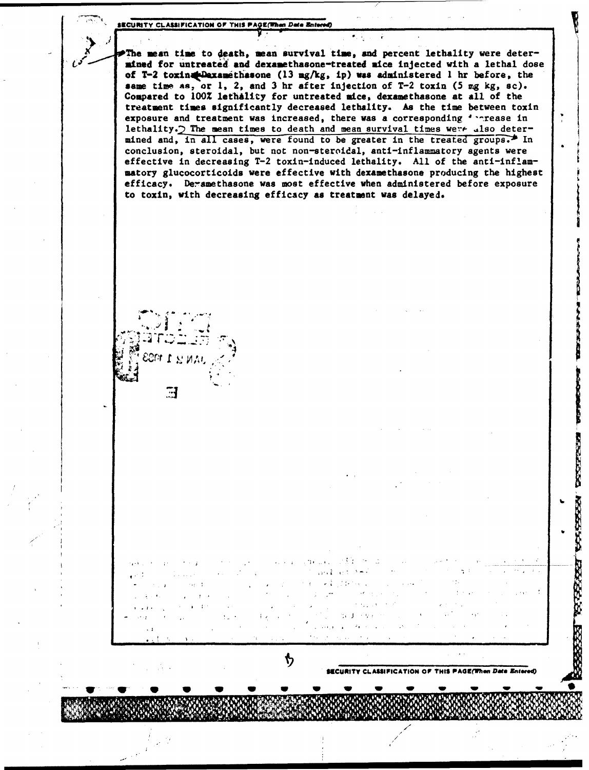SECURITY CLASSIFICATION OF THIS PAGE(When Data Entered)

The mean time to death, mean survival time, and percent lethality were determined for untreated and dexamethasone-treated mice injected with a lethal dose of T-2 toxin. Dexamethasone (13 mg/kg, ip) was administered 1 hr before, the same time as, or 1, 2, and 3 hr after injection of T-2 toxin (5 mg kg, sc). Compared to 100% lethality for untreated mice, dexamethasone at all of the treatment times significantly decreased lethality. As the time between toxin exposure and treatment was increased, there was a corresponding increase in lethality. The mean times to death and mean survival times were also determined and, in all cases, were found to be greater in the treated groups. In conclusion, steroidal, but not non-steroidal, anti-inflammatory agents were effective in decreasing T-2 toxin-induced lethality. All of the anti-inflammatory glucocorticoids were effective with dexamethasone producing the highest efficacy. Dexamethasone was most effective when administered before exposure to toxin, with decreasing efficacy as treatment was delayed.

DTIC ELECTE JAN 21 1988

E

SECURITY CLASSIFICATION OF THIS PAGE(When Data Entered)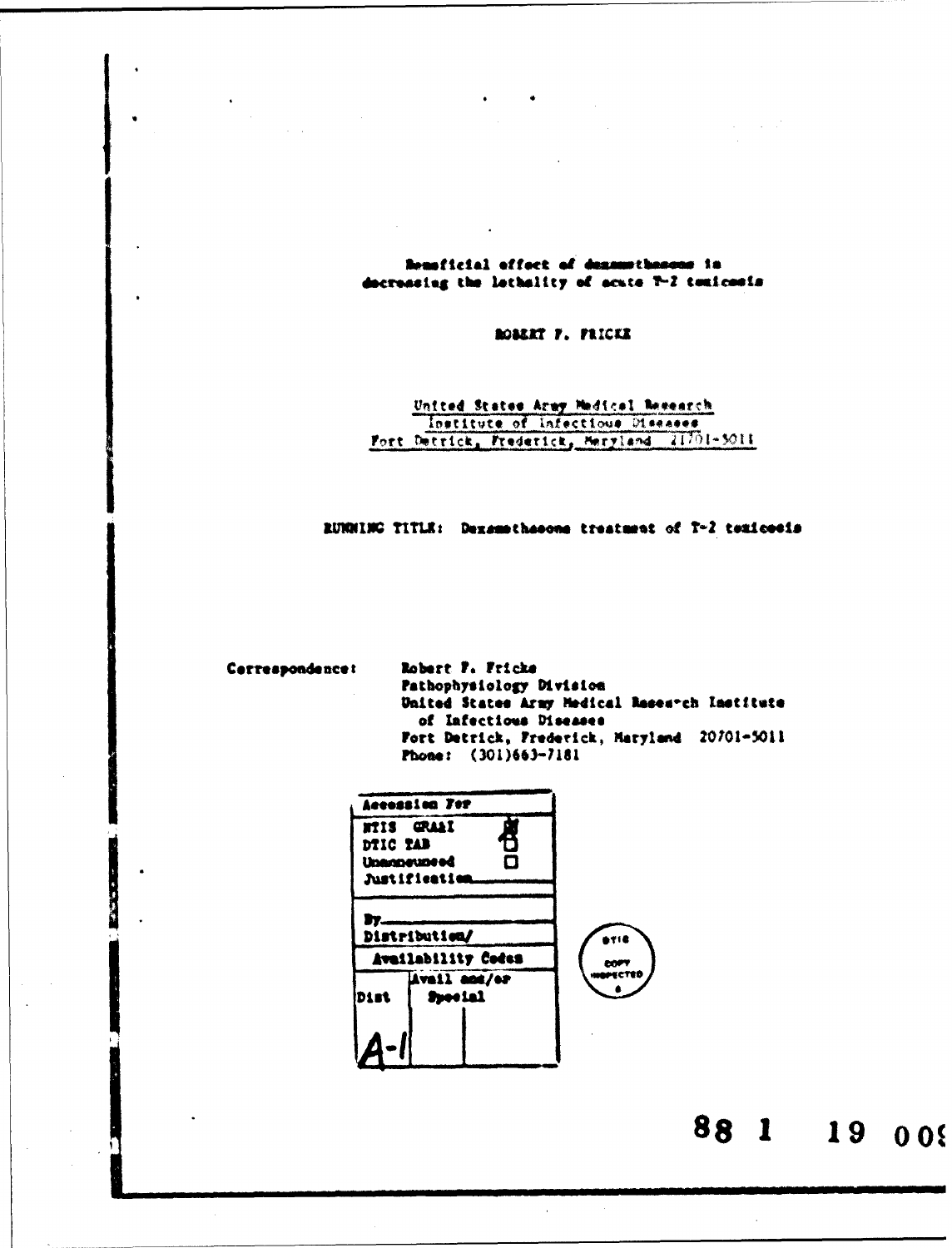**Beneficial effect of dexamethasone in decreasing the lethality of acute T-2 toxicosis**

**ROBERT F. FRICKE**

United States Army Medical Research
Institute of Infectious Diseases
Fort Detrick, Frederick, Maryland 21701-5011

RUNNING TITLE: Dexamethasone treatment of T-2 toxicosis

Correspondence: Robert F. Fricke
Pathophysiology Division
United States Army Medical Research Institute of Infectious Diseases
Fort Detrick, Frederick, Maryland 20701-5011
Phone: (301)663-7181

| Accession For | | |
|---|---|---|
| NTIS GRA&I | ☒ | |
| DTIC TAB | ☐ | |
| Unannounced | ☐ | |
| Justification | | |
| By | | |
| Distribution/ | | |
| Availability Codes | | |
| Dist | Avail and/or Special | |
| A-1 | | |

DTIC COPY INSPECTED 6

88 1 19 009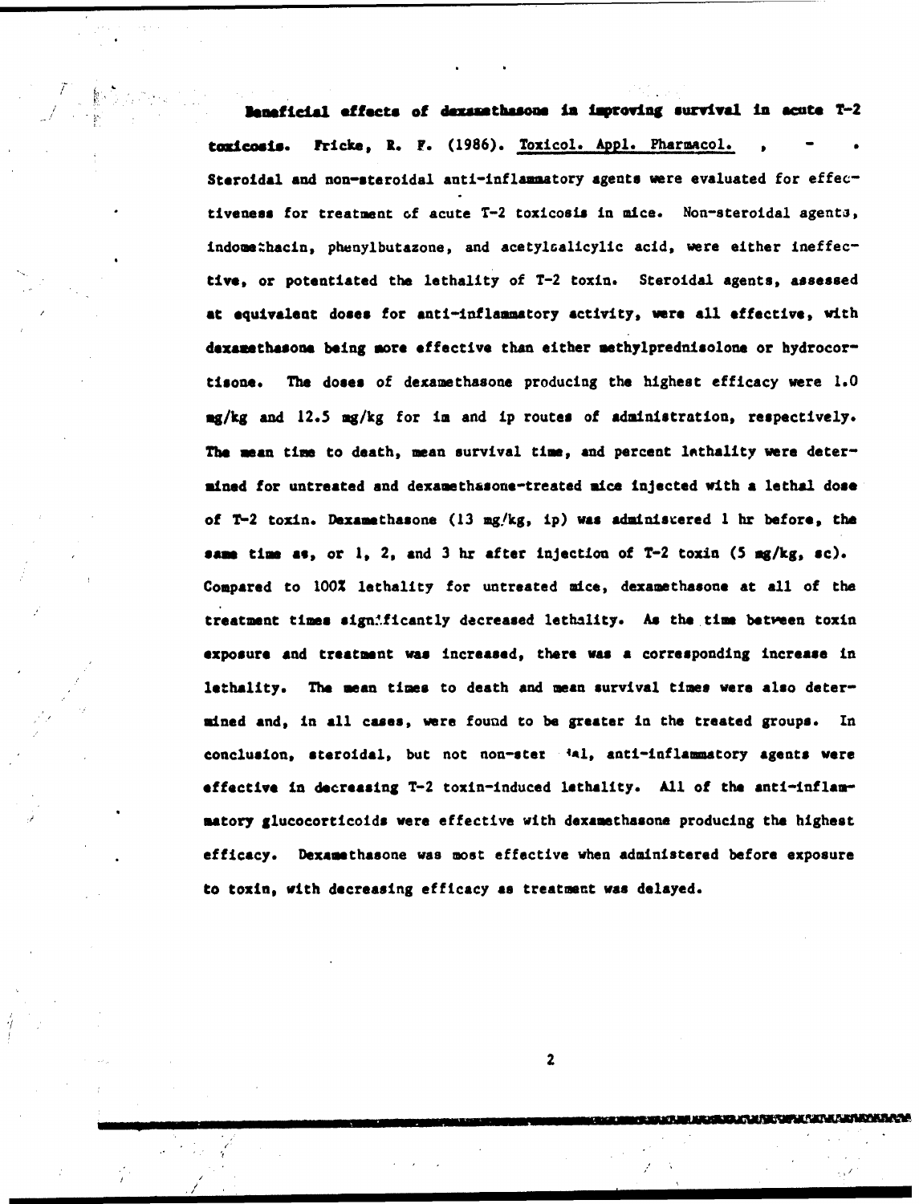**Beneficial effects of dexamethasone in improving survival in acute T-2 toxicosis.** Fricke, R. F. (1986). Toxicol. Appl. Pharmacol. , - . Steroidal and non-steroidal anti-inflammatory agents were evaluated for effectiveness for treatment of acute T-2 toxicosis in mice. Non-steroidal agents, indomethacin, phenylbutazone, and acetylsalicylic acid, were either ineffective, or potentiated the lethality of T-2 toxin. Steroidal agents, assessed at equivalent doses for anti-inflammatory activity, were all effective, with dexamethasone being more effective than either methylprednisolone or hydrocortisone. The doses of dexamethasone producing the highest efficacy were 1.0 mg/kg and 12.5 mg/kg for im and ip routes of administration, respectively. The mean time to death, mean survival time, and percent lethality were determined for untreated and dexamethasone-treated mice injected with a lethal dose of T-2 toxin. Dexamethasone (13 mg/kg, ip) was administered 1 hr before, the same time as, or 1, 2, and 3 hr after injection of T-2 toxin (5 mg/kg, sc). Compared to 100% lethality for untreated mice, dexamethasone at all of the treatment times significantly decreased lethality. As the time between toxin exposure and treatment was increased, there was a corresponding increase in lethality. The mean times to death and mean survival times were also determined and, in all cases, were found to be greater in the treated groups. In conclusion, steroidal, but not non-steroidal, anti-inflammatory agents were effective in decreasing T-2 toxin-induced lethality. All of the anti-inflammatory glucocorticoids were effective with dexamethasone producing the highest efficacy. Dexamethasone was most effective when administered before exposure to toxin, with decreasing efficacy as treatment was delayed.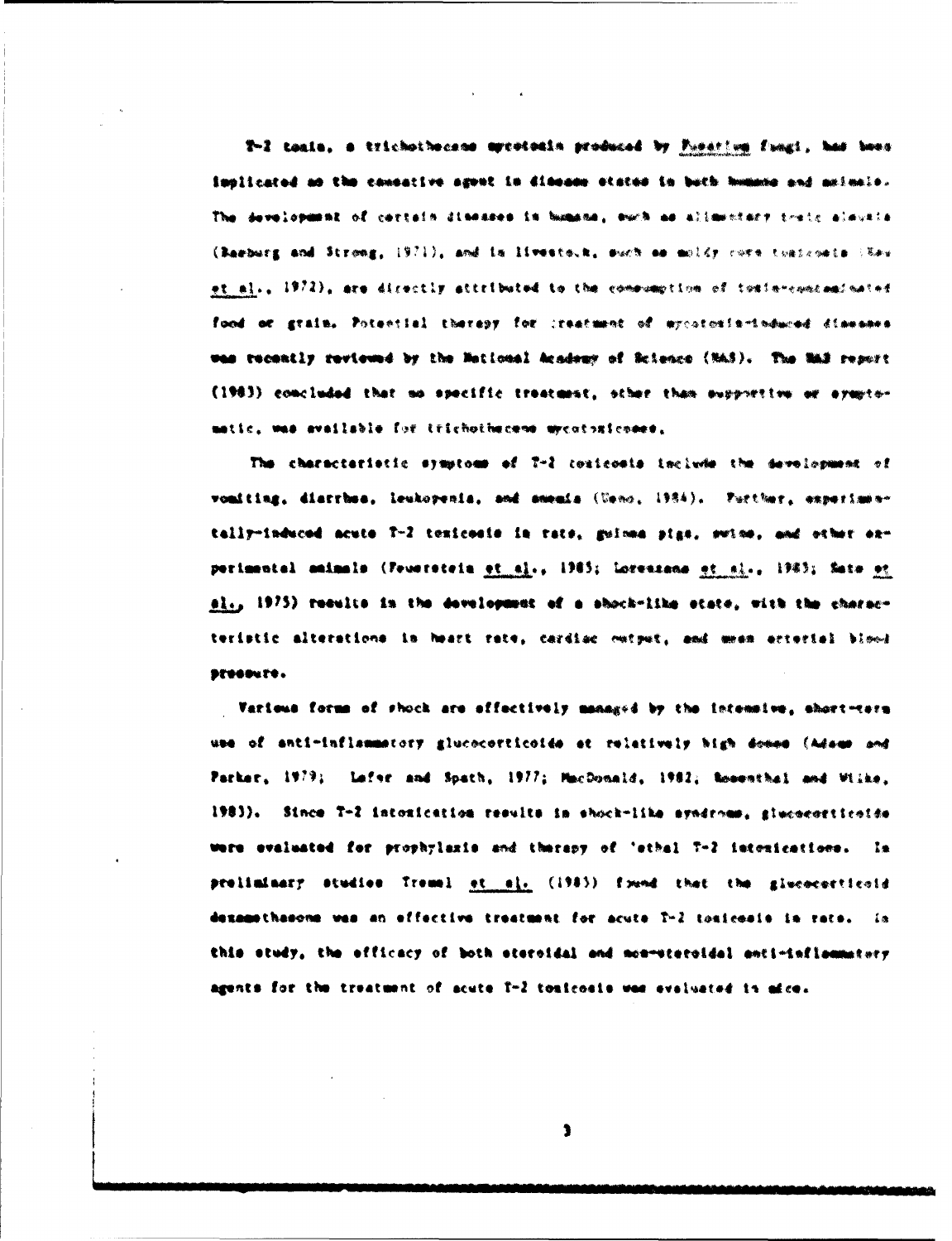T-2 toxin, a trichothecene mycotoxin produced by *Fusarium* fungi, has been implicated as the causative agent in disease states in both humans and animals. The development of certain diseases in humans, such as alimentary toxic aleukia (Saeburg and Strong, 1971), and in livestock, such as moldy corn toxicosis (Hsu et al., 1972), are directly attributed to the consumption of toxin-contaminated food or grain. Potential therapy for treatment of mycotoxin-induced diseases was recently reviewed by the National Academy of Science (NAS). The NAS report (1983) concluded that no specific treatment, other than supportive or symptomatic, was available for trichothecene mycotoxicoses.

The characteristic symptoms of T-2 toxicosis include the development of vomiting, diarrhea, leukopenia, and anemia (Ueno, 1984). Further, experimentally-induced acute T-2 toxicosis in rats, guinea pigs, swine, and other experimental animals (Feuerstein et al., 1985; Lorenzana et al., 1985; Sato et al., 1975) results in the development of a shock-like state, with the characteristic alterations in heart rate, cardiac output, and mean arterial blood pressure.

Various forms of shock are effectively managed by the intensive, short-term use of anti-inflammatory glucocorticoids at relatively high doses (Adams and Parker, 1979; Lefer and Spath, 1977; MacDonald, 1982; Rosenthal and Wilke, 1983). Since T-2 intoxication results in shock-like syndrome, glucocorticoids were evaluated for prophylaxis and therapy of lethal T-2 intoxications. In preliminary studies Tremel et al. (1985) found that the glucocorticoid dexamethasone was an effective treatment for acute T-2 toxicosis in rats. In this study, the efficacy of both steroidal and non-steroidal anti-inflammatory agents for the treatment of acute T-2 toxicosis was evaluated in mice.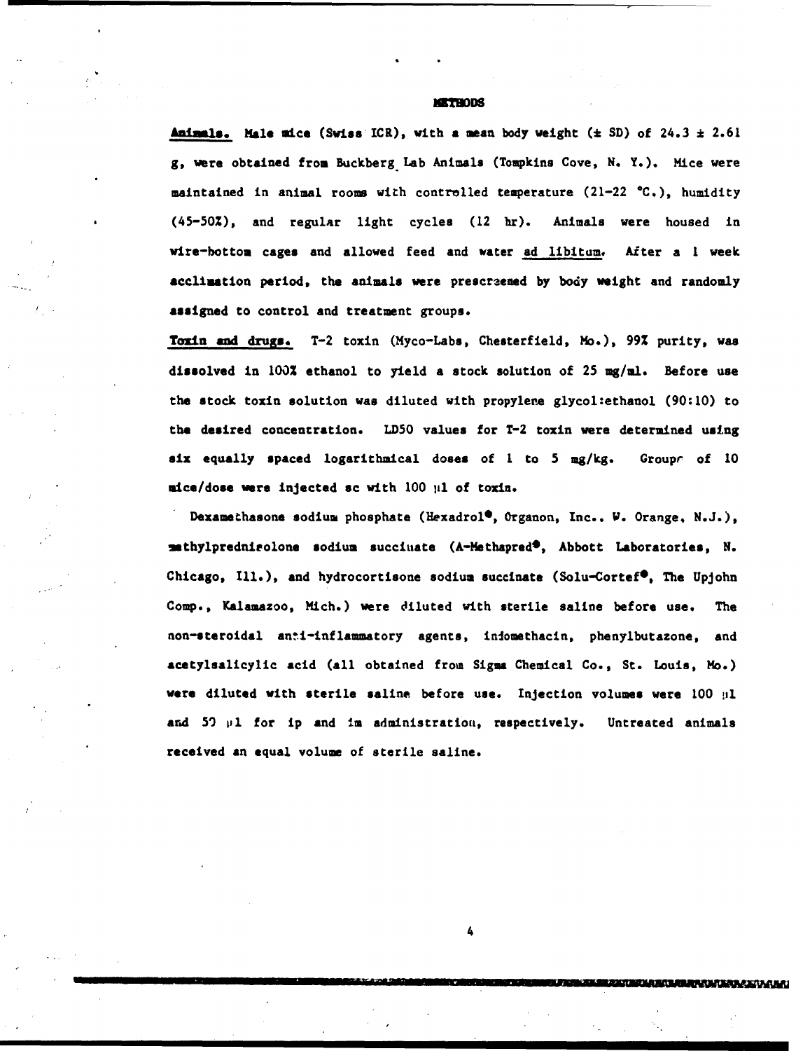## METHODS

**Animals.** Male mice (Swiss ICR), with a mean body weight (± SD) of 24.3 ± 2.61 g, were obtained from Buckberg Lab Animals (Tompkins Cove, N. Y.). Mice were maintained in animal rooms with controlled temperature (21-22 °C.), humidity (45-50%), and regular light cycles (12 hr). Animals were housed in wire-bottom cages and allowed feed and water ad libitum. After a 1 week acclimation period, the animals were prescreened by body weight and randomly assigned to control and treatment groups.

**Toxin and drugs.** T-2 toxin (Myco-Labs, Chesterfield, Mo.), 99% purity, was dissolved in 100% ethanol to yield a stock solution of 25 mg/ml. Before use the stock toxin solution was diluted with propylene glycol:ethanol (90:10) to the desired concentration. LD50 values for T-2 toxin were determined using six equally spaced logarithmical doses of 1 to 5 mg/kg. Groups of 10 mice/dose were injected sc with 100 µl of toxin.

Dexamethasone sodium phosphate (Hexadrol®, Organon, Inc., W. Orange, N.J.), methylprednisolone sodium succinate (A-Methapred®, Abbott Laboratories, N. Chicago, Ill.), and hydrocortisone sodium succinate (Solu-Cortef®, The Upjohn Comp., Kalamazoo, Mich.) were diluted with sterile saline before use. The non-steroidal anti-inflammatory agents, indomethacin, phenylbutazone, and acetylsalicylic acid (all obtained from Sigma Chemical Co., St. Louis, Mo.) were diluted with sterile saline before use. Injection volumes were 100 µl and 50 µl for ip and im administration, respectively. Untreated animals received an equal volume of sterile saline.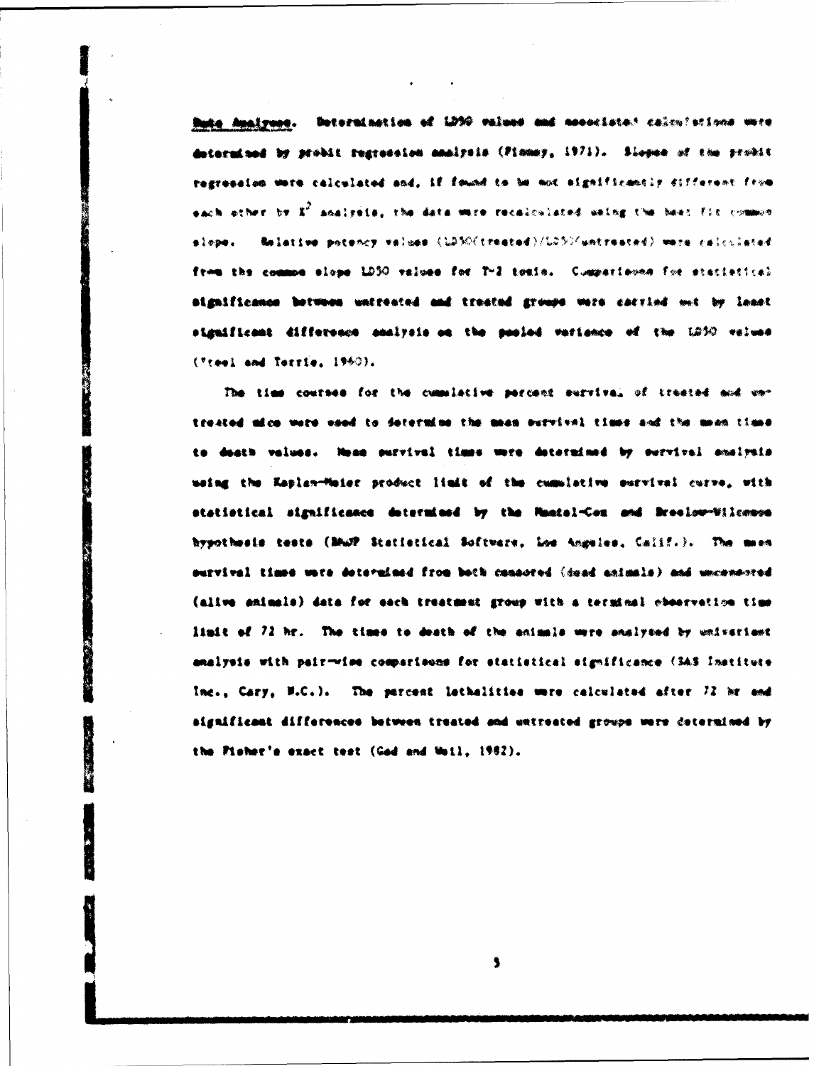**Data Analyses.** Determination of LD50 values and associated calculations were determined by probit regression analysis (Finney, 1971). Slopes of the probit regression were calculated and, if found to be not significantly different from each other by $X^2$ analysis, the data were recalculated using the best fit common slope. Relative potency values (LD50(treated)/LD50(untreated) were calculated from the common slope LD50 values for T-2 toxin. Comparisons for statistical significance between untreated and treated groups were carried out by least significant difference analysis on the pooled variance of the LD50 values (Steel and Torrie, 1960).

The time courses for the cumulative percent survival of treated and untreated mice were used to determine the mean survival times and the mean time to death values. Mean survival times were determined by survival analysis using the Kaplan-Meier product limit of the cumulative survival curve, with statistical significance determined by the Mantel-Cox and Breslow-Wilcoxon hypothesis tests (BMDP Statistical Software, Los Angeles, Calif.). The mean survival times were determined from both censored (dead animals) and uncensored (alive animals) data for each treatment group with a terminal observation time limit of 72 hr. The times to death of the animals were analyzed by univariant analysis with pair-wise comparisons for statistical significance (SAS Institute Inc., Cary, N.C.). The percent lethalities were calculated after 72 hr and significant differences between treated and untreated groups were determined by the Fisher's exact test (Gad and Weil, 1982).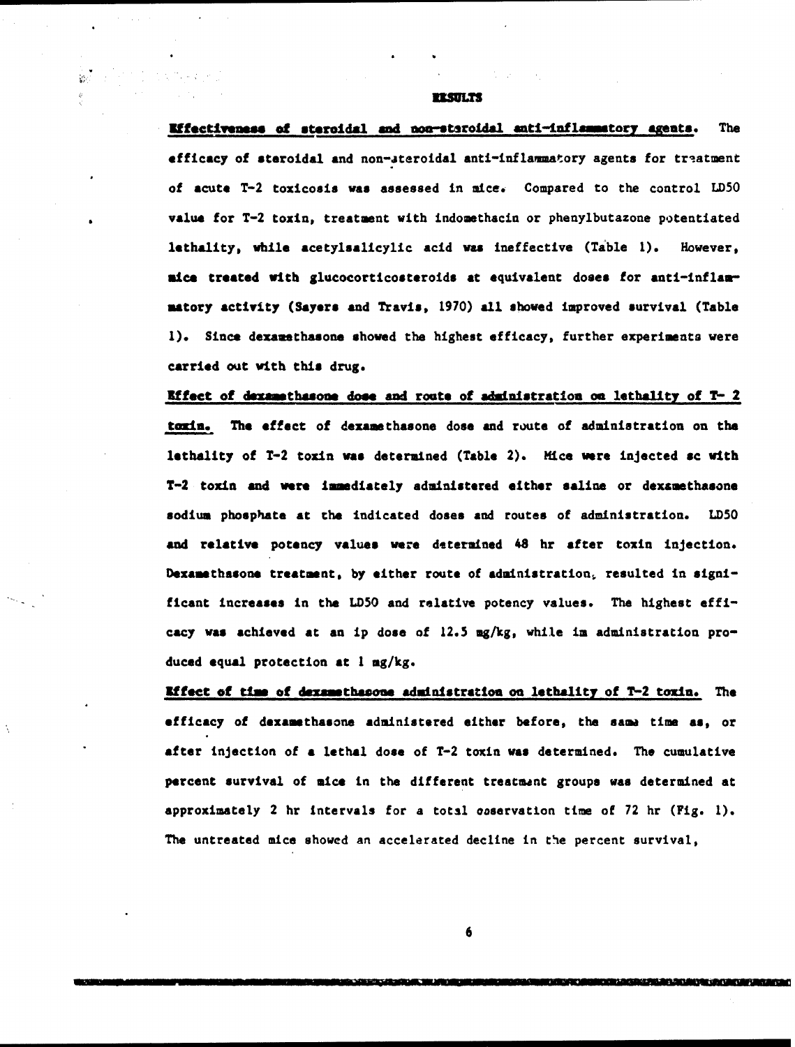## RESULTS

**Effectiveness of steroidal and non-steroidal anti-inflammatory agents.** The efficacy of steroidal and non-steroidal anti-inflammatory agents for treatment of acute T-2 toxicosis was assessed in mice. Compared to the control LD50 value for T-2 toxin, treatment with indomethacin or phenylbutazone potentiated lethality, while acetylsalicylic acid was ineffective (Table 1). However, mice treated with glucocorticosteroids at equivalent doses for anti-inflammatory activity (Sayers and Travis, 1970) all showed improved survival (Table 1). Since dexamethasone showed the highest efficacy, further experiments were carried out with this drug.

**Effect of dexamethasone dose and route of administration on lethality of T-2 toxin.** The effect of dexamethasone dose and route of administration on the lethality of T-2 toxin was determined (Table 2). Mice were injected sc with T-2 toxin and were immediately administered either saline or dexamethasone sodium phosphate at the indicated doses and routes of administration. LD50 and relative potency values were determined 48 hr after toxin injection. Dexamethasone treatment, by either route of administration, resulted in significant increases in the LD50 and relative potency values. The highest efficacy was achieved at an ip dose of 12.5 mg/kg, while im administration produced equal protection at 1 mg/kg.

**Effect of time of dexamethasone administration on lethality of T-2 toxin.** The efficacy of dexamethasone administered either before, the same time as, or after injection of a lethal dose of T-2 toxin was determined. The cumulative percent survival of mice in the different treatment groups was determined at approximately 2 hr intervals for a total observation time of 72 hr (Fig. 1). The untreated mice showed an accelerated decline in the percent survival,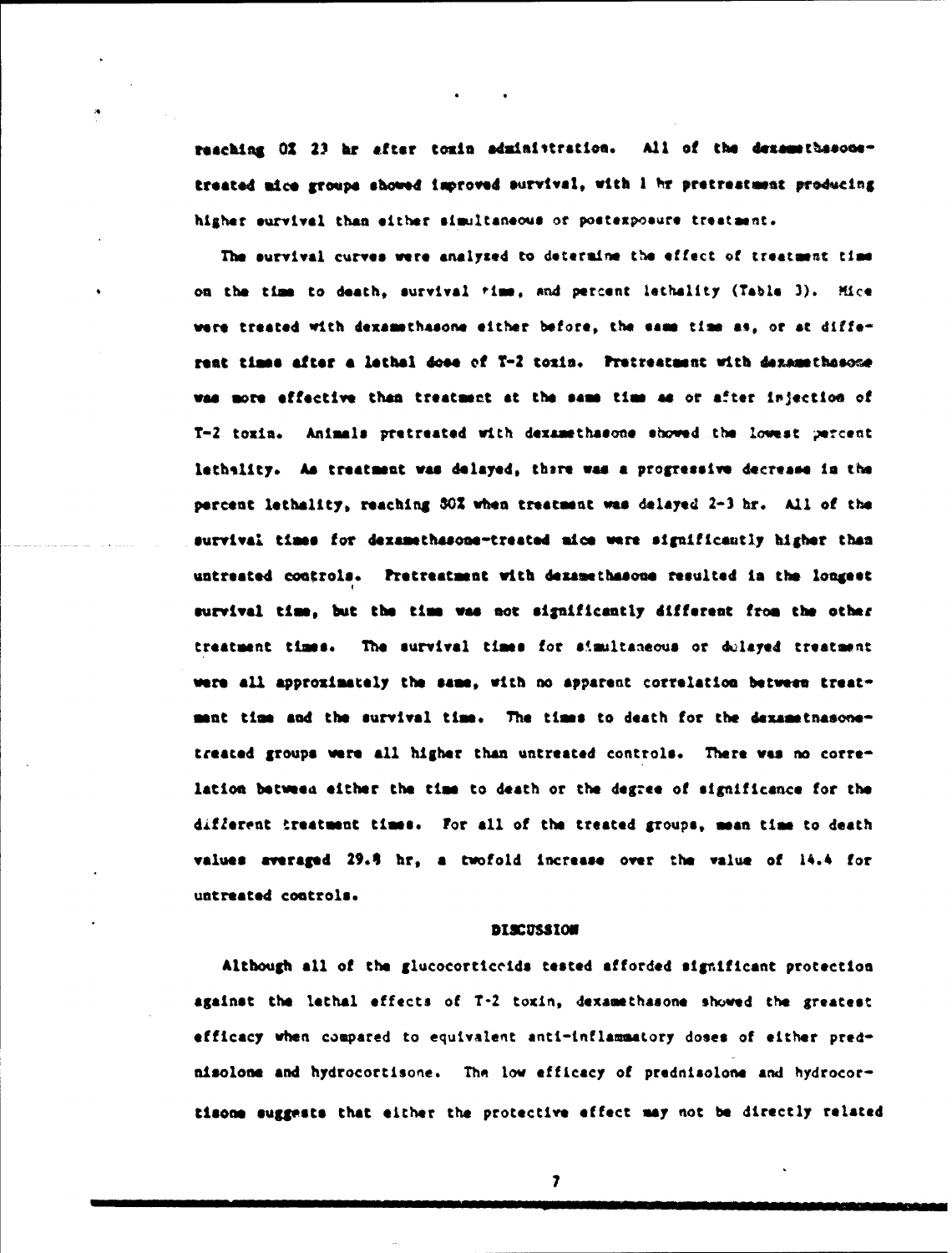reaching 0% 23 hr after toxin administration. All of the dexamethasone-treated mice groups showed improved survival, with 1 hr pretreatment producing higher survival than either simultaneous or postexposure treatment.

The survival curves were analyzed to determine the effect of treatment time on the time to death, survival time, and percent lethality (Table 3). Mice were treated with dexamethasone either before, the same time as, or at different times after a lethal dose of T-2 toxin. Pretreatment with dexamethasone was more effective than treatment at the same time as or after injection of T-2 toxin. Animals pretreated with dexamethasone showed the lowest percent lethality. As treatment was delayed, there was a progressive decrease in the percent lethality, reaching 80% when treatment was delayed 2-3 hr. All of the survival times for dexamethasone-treated mice were significantly higher than untreated controls. Pretreatment with dexamethasone resulted in the longest survival time, but the time was not significantly different from the other treatment times. The survival times for simultaneous or delayed treatment were all approximately the same, with no apparent correlation between treatment time and the survival time. The times to death for the dexametnasone-treated groups were all higher than untreated controls. There was no correlation between either the time to death or the degree of significance for the different treatment times. For all of the treated groups, mean time to death values averaged 29.8 hr, a twofold increase over the value of 14.4 for untreated controls.

## DISCUSSION

Although all of the glucocorticoids tested afforded significant protection against the lethal effects of T-2 toxin, dexamethasone showed the greatest efficacy when compared to equivalent anti-inflammatory doses of either prednisolone and hydrocortisone. The low efficacy of prednisolone and hydrocortisone suggests that either the protective effect may not be directly related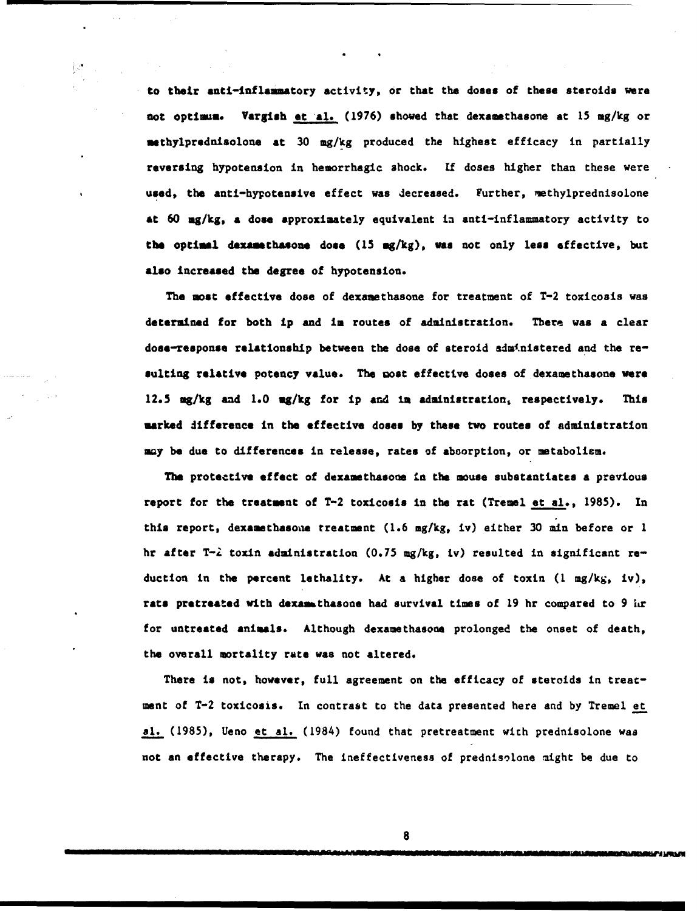to their anti-inflammatory activity, or that the doses of these steroids were not optimum. Vargish et al. (1976) showed that dexamethasone at 15 mg/kg or methylprednisolone at 30 mg/kg produced the highest efficacy in partially reversing hypotension in hemorrhagic shock. If doses higher than these were used, the anti-hypotensive effect was decreased. Further, methylprednisolone at 60 mg/kg, a dose approximately equivalent in anti-inflammatory activity to the optimal dexamethasone dose (15 mg/kg), was not only less effective, but also increased the degree of hypotension.

The most effective dose of dexamethasone for treatment of T-2 toxicosis was determined for both ip and im routes of administration. There was a clear dose-response relationship between the dose of steroid administered and the resulting relative potency value. The most effective doses of dexamethasone were 12.5 mg/kg and 1.0 mg/kg for ip and im administration, respectively. This marked difference in the effective doses by these two routes of administration may be due to differences in release, rates of absorption, or metabolism.

The protective effect of dexamethasone in the mouse substantiates a previous report for the treatment of T-2 toxicosis in the rat (Tremel et al., 1985). In this report, dexamethasone treatment (1.6 mg/kg, iv) either 30 min before or 1 hr after T-2 toxin administration (0.75 mg/kg, iv) resulted in significant reduction in the percent lethality. At a higher dose of toxin (1 mg/kg, iv), rats pretreated with dexamethasone had survival times of 19 hr compared to 9 hr for untreated animals. Although dexamethasone prolonged the onset of death, the overall mortality rate was not altered.

There is not, however, full agreement on the efficacy of steroids in treatment of T-2 toxicosis. In contrast to the data presented here and by Tremel et al. (1985), Ueno et al. (1984) found that pretreatment with prednisolone was not an effective therapy. The ineffectiveness of prednisolone might be due to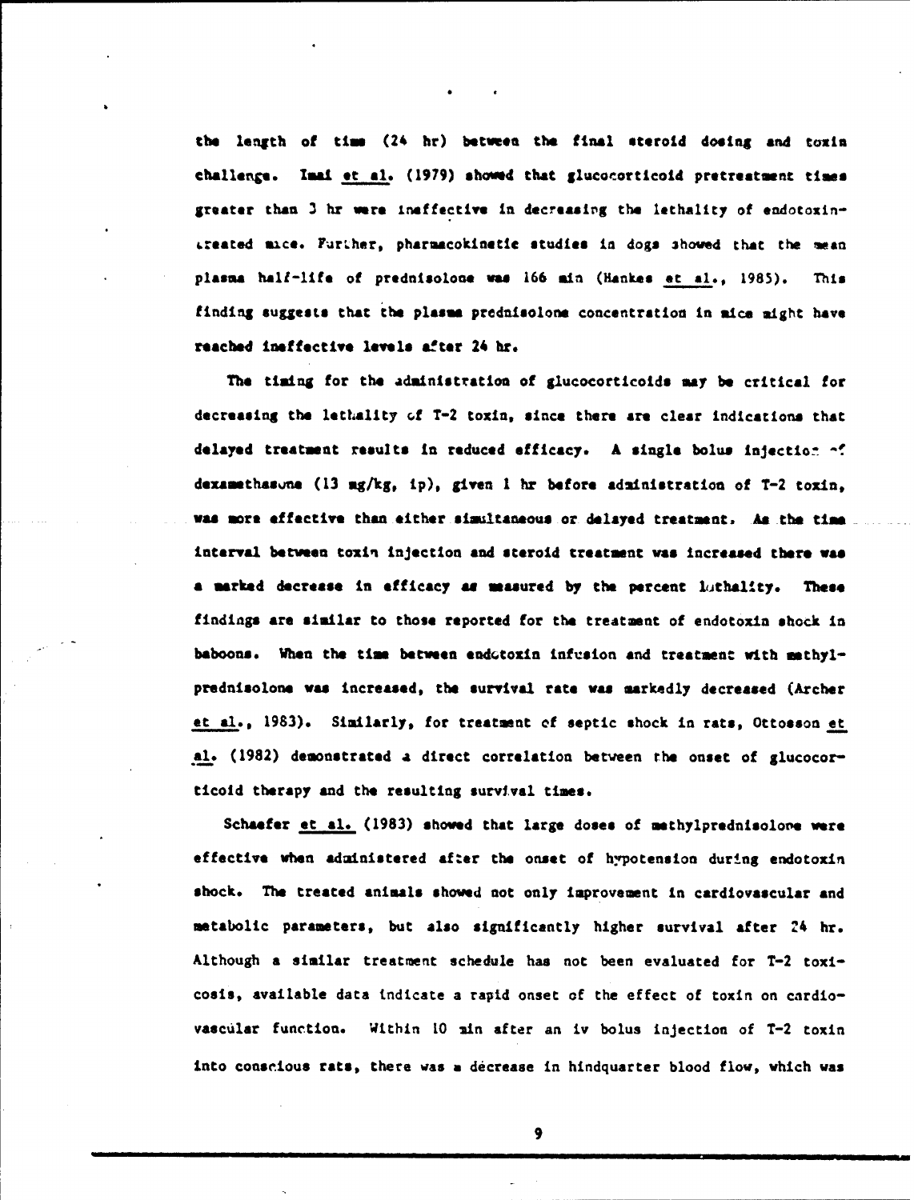the length of time (24 hr) between the final steroid dosing and toxin challenge. Imai et al. (1979) showed that glucocorticoid pretreatment times greater than 3 hr were ineffective in decreasing the lethality of endotoxin-treated mice. Further, pharmacokinetic studies in dogs showed that the mean plasma half-life of prednisolone was 166 min (Hankes et al., 1985). This finding suggests that the plasma prednisolone concentration in mice might have reached ineffective levels after 24 hr.

The timing for the administration of glucocorticoids may be critical for decreasing the lethality of T-2 toxin, since there are clear indications that delayed treatment results in reduced efficacy. A single bolus injection of dexamethasone (13 mg/kg, ip), given 1 hr before administration of T-2 toxin, was more effective than either simultaneous or delayed treatment. As the time interval between toxin injection and steroid treatment was increased there was a marked decrease in efficacy as measured by the percent lethality. These findings are similar to those reported for the treatment of endotoxin shock in baboons. When the time between endotoxin infusion and treatment with methylprednisolone was increased, the survival rate was markedly decreased (Archer et al., 1983). Similarly, for treatment of septic shock in rats, Ottosson et al. (1982) demonstrated a direct correlation between the onset of glucocorticoid therapy and the resulting survival times.

Schaefer et al. (1983) showed that large doses of methylprednisolone were effective when administered after the onset of hypotension during endotoxin shock. The treated animals showed not only improvement in cardiovascular and metabolic parameters, but also significantly higher survival after 24 hr. Although a similar treatment schedule has not been evaluated for T-2 toxicosis, available data indicate a rapid onset of the effect of toxin on cardiovascular function. Within 10 min after an iv bolus injection of T-2 toxin into conscious rats, there was a decrease in hindquarter blood flow, which was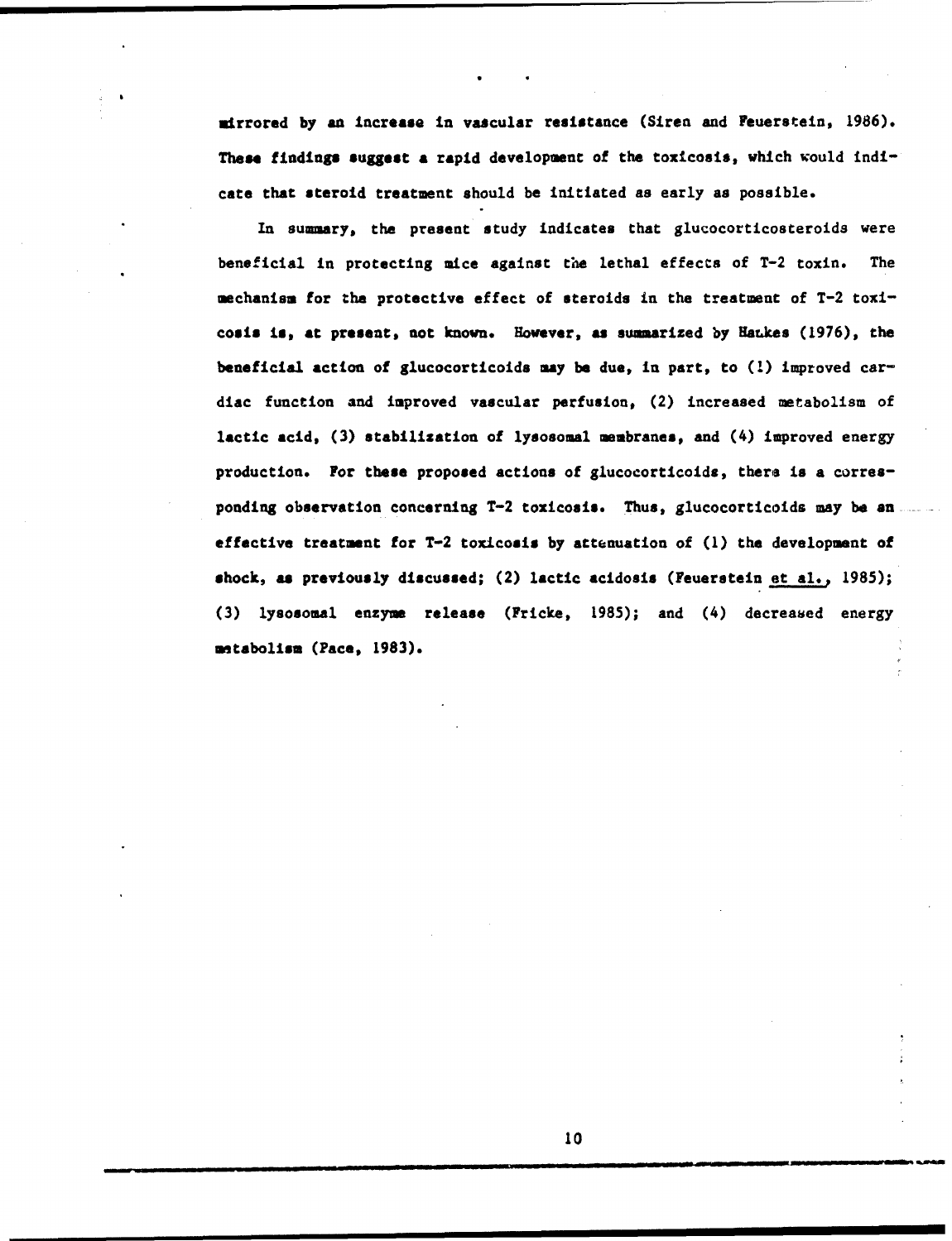mirrored by an increase in vascular resistance (Siren and Feuerstein, 1986). These findings suggest a rapid development of the toxicosis, which would indicate that steroid treatment should be initiated as early as possible.

In summary, the present study indicates that glucocorticosteroids were beneficial in protecting mice against the lethal effects of T-2 toxin. The mechanism for the protective effect of steroids in the treatment of T-2 toxicosis is, at present, not known. However, as summarized by Haukes (1976), the beneficial action of glucocorticoids may be due, in part, to (1) improved cardiac function and improved vascular perfusion, (2) increased metabolism of lactic acid, (3) stabilization of lysosomal membranes, and (4) improved energy production. For these proposed actions of glucocorticoids, there is a corresponding observation concerning T-2 toxicosis. Thus, glucocorticoids may be an effective treatment for T-2 toxicosis by attenuation of (1) the development of shock, as previously discussed; (2) lactic acidosis (Feuerstein et al., 1985); (3) lysosomal enzyme release (Fricke, 1985); and (4) decreased energy metabolism (Pace, 1983).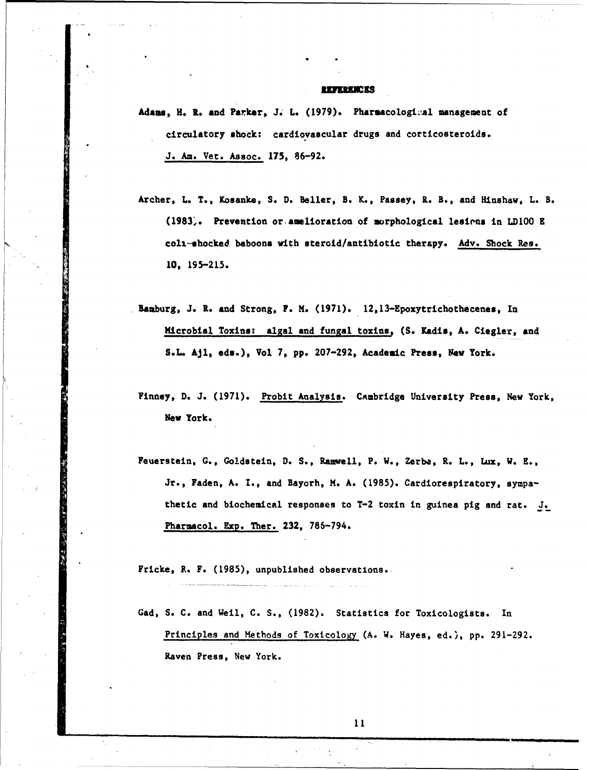## REFERENCES

Adams, H. R. and Parker, J. L. (1979). Pharmacological management of circulatory shock: cardiovascular drugs and corticosteroids. J. Am. Vet. Assoc. 175, 86-92.

Archer, L. T., Kosanke, S. D. Beller, B. K., Passey, R. B., and Hinshaw, L. B. (1983). Prevention or amelioration of morphological lesions in LD100 E coli-shocked baboons with steroid/antibiotic therapy. Adv. Shock Res. 10, 195-215.

Bamburg, J. R. and Strong, F. M. (1971). 12,13-Epoxytrichothecenes, In Microbial Toxins: algal and fungal toxins, (S. Kadis, A. Ciegler, and S.L. Ajl, eds.), Vol 7, pp. 207-292, Academic Press, New York.

Finney, D. J. (1971). Probit Analysis. Cambridge University Press, New York, New York.

Feuerstein, G., Goldstein, D. S., Ramwell, P. W., Zerbe, R. L., Lux, W. E., Jr., Faden, A. I., and Bayorh, M. A. (1985). Cardiorespiratory, sympathetic and biochemical responses to T-2 toxin in guinea pig and rat. J. Pharmacol. Exp. Ther. 232, 786-794.

Fricke, R. F. (1985), unpublished observations.

Gad, S. C. and Weil, C. S., (1982). Statistics for Toxicologists. In Principles and Methods of Toxicology (A. W. Hayes, ed.), pp. 291-292. Raven Press, New York.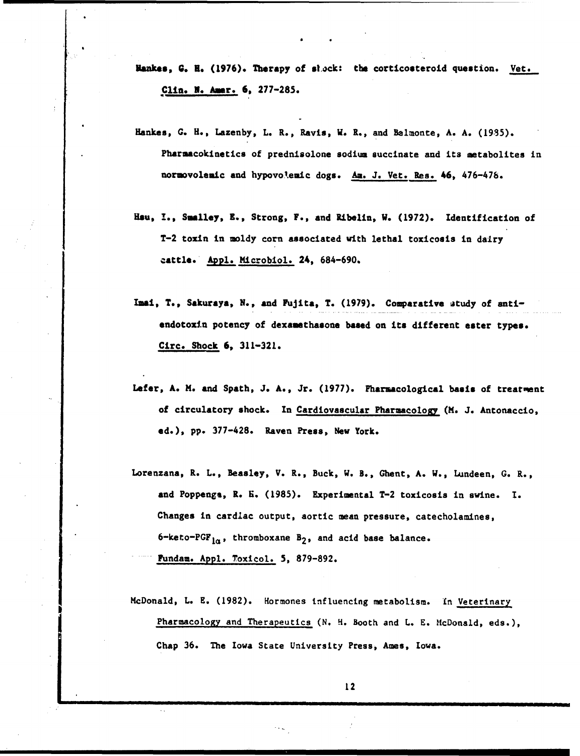Hankes, G. H. (1976). Therapy of shock: the corticosteroid question. Vet. Clin. N. Amer. 6, 277-285.

Hankes, G. H., Lazenby, L. R., Ravis, W. R., and Belmonte, A. A. (1985). Pharmacokinetics of prednisolone sodium succinate and its metabolites in normovolemic and hypovolemic dogs. Am. J. Vet. Res. 46, 476-478.

Hsu, I., Smalley, E., Strong, F., and Ribelin, W. (1972). Identification of T-2 toxin in moldy corn associated with lethal toxicosis in dairy cattle. Appl. Microbiol. 24, 684-690.

Imai, T., Sakuraya, N., and Fujita, T. (1979). Comparative study of anti-endotoxin potency of dexamethasone based on its different ester types. Circ. Shock 6, 311-321.

Lefer, A. M. and Spath, J. A., Jr. (1977). Pharmacological basis of treatment of circulatory shock. In Cardiovascular Pharmacology (M. J. Antonaccio, ed.), pp. 377-428. Raven Press, New York.

Lorenzana, R. L., Beasley, V. R., Buck, W. B., Ghent, A. W., Lundeen, G. R., and Poppenga, R. H. (1985). Experimental T-2 toxicosis in swine. I. Changes in cardiac output, aortic mean pressure, catecholamines, 6-keto-$PGF_{1\alpha}$, thromboxane $B_2$, and acid base balance. Fundam. Appl. Toxicol. 5, 879-892.

McDonald, L. E. (1982). Hormones influencing metabolism. In Veterinary Pharmacology and Therapeutics (N. H. Booth and L. E. McDonald, eds.), Chap 36. The Iowa State University Press, Ames, Iowa.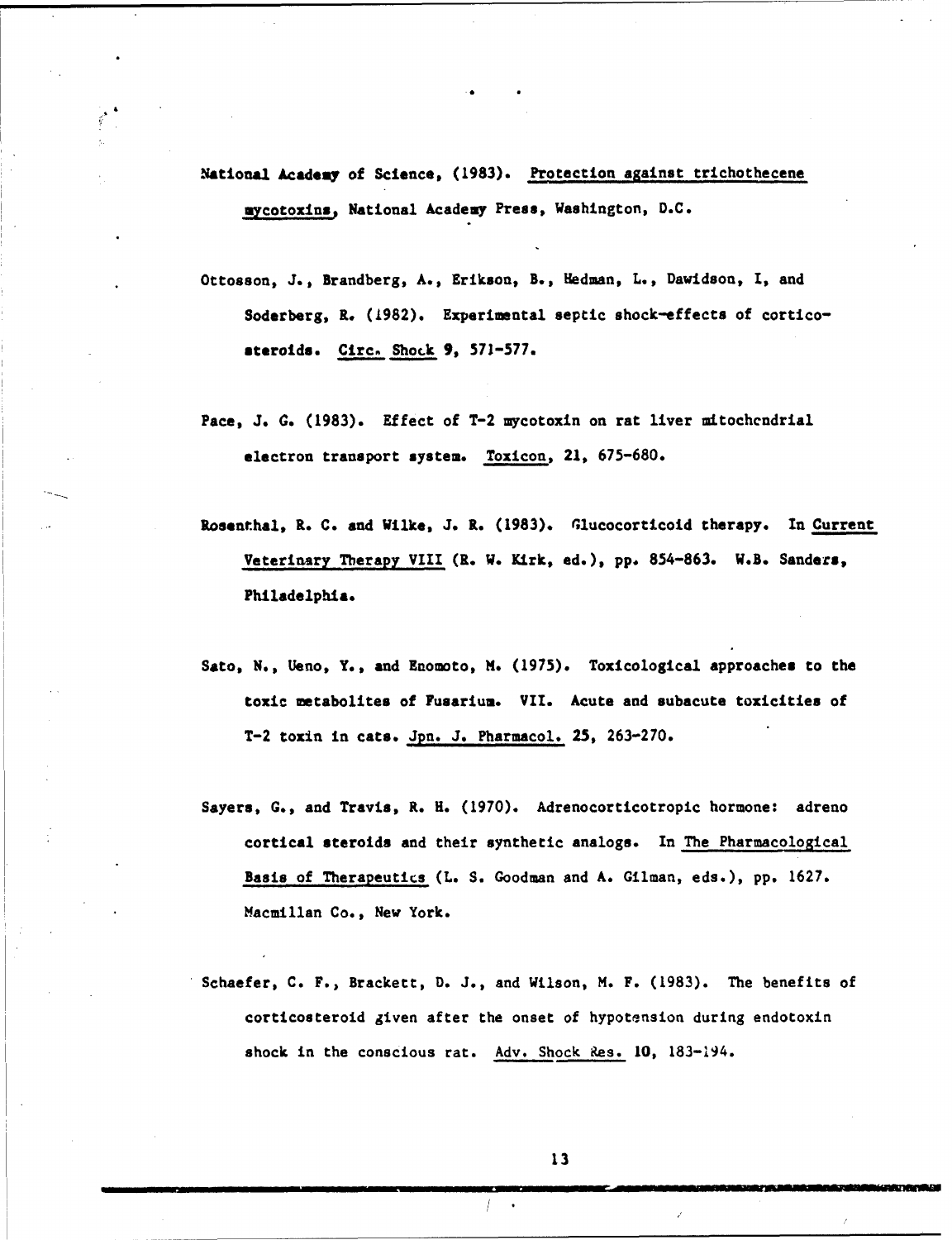National Academy of Science, (1983). Protection against trichothecene mycotoxins, National Academy Press, Washington, D.C.

Ottosson, J., Brandberg, A., Erikson, B., Hedman, L., Dawidson, I, and Soderberg, R. (1982). Experimental septic shock—effects of corticosteroids. *Circ. Shock* **9**, 571-577.

Pace, J. G. (1983). Effect of T-2 mycotoxin on rat liver mitochondrial electron transport system. *Toxicon*, **21**, 675-680.

Rosenthal, R. C. and Wilke, J. R. (1983). Glucocorticoid therapy. In *Current Veterinary Therapy VIII* (R. W. Kirk, ed.), pp. 854-863. W.B. Sanders, Philadelphia.

Sato, N., Ueno, Y., and Enomoto, M. (1975). Toxicological approaches to the toxic metabolites of Fusarium. VII. Acute and subacute toxicities of T-2 toxin in cats. *Jpn. J. Pharmacol.* **25**, 263-270.

Sayers, G., and Travis, R. H. (1970). Adrenocorticotropic hormone: adreno cortical steroids and their synthetic analogs. In *The Pharmacological Basis of Therapeutics* (L. S. Goodman and A. Gilman, eds.), pp. 1627. Macmillan Co., New York.

Schaefer, C. F., Brackett, D. J., and Wilson, M. F. (1983). The benefits of corticosteroid given after the onset of hypotension during endotoxin shock in the conscious rat. *Adv. Shock Res.* **10**, 183-194.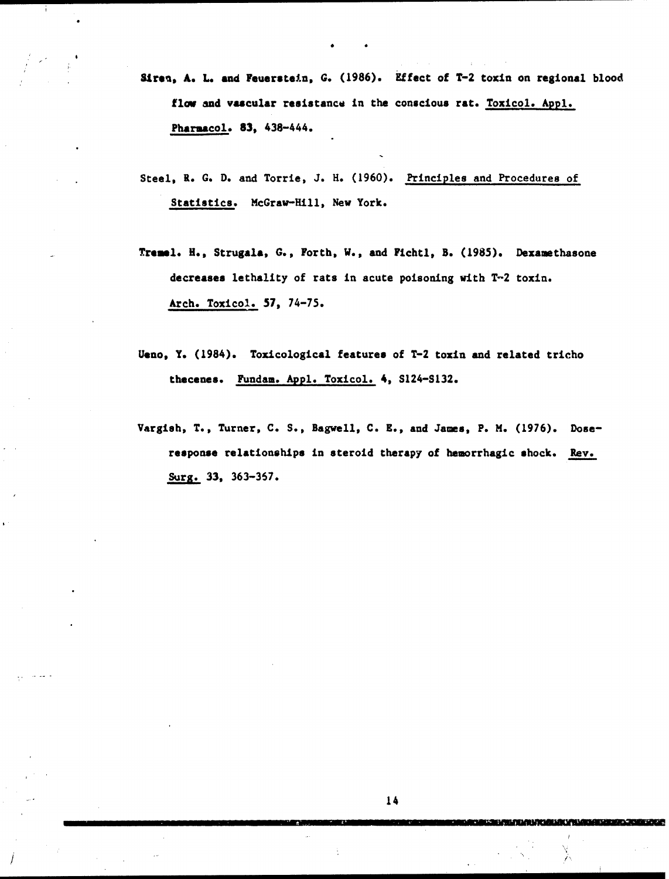Siren, A. L. and Feuerstein, G. (1986). Effect of T-2 toxin on regional blood flow and vascular resistance in the conscious rat. Toxicol. Appl. Pharmacol. 83, 438-444.

Steel, R. G. D. and Torrie, J. H. (1960). Principles and Procedures of Statistics. McGraw-Hill, New York.

Tremel. H., Strugala, G., Forth, W., and Fichtl, B. (1985). Dexamethasone decreases lethality of rats in acute poisoning with T-2 toxin. Arch. Toxicol. 57, 74-75.

Ueno, Y. (1984). Toxicological features of T-2 toxin and related tricho thecenes. Fundam. Appl. Toxicol. 4, S124-S132.

Vargish, T., Turner, C. S., Bagwell, C. E., and James, P. M. (1976). Dose-response relationships in steroid therapy of hemorrhagic shock. Rev. Surg. 33, 363-357.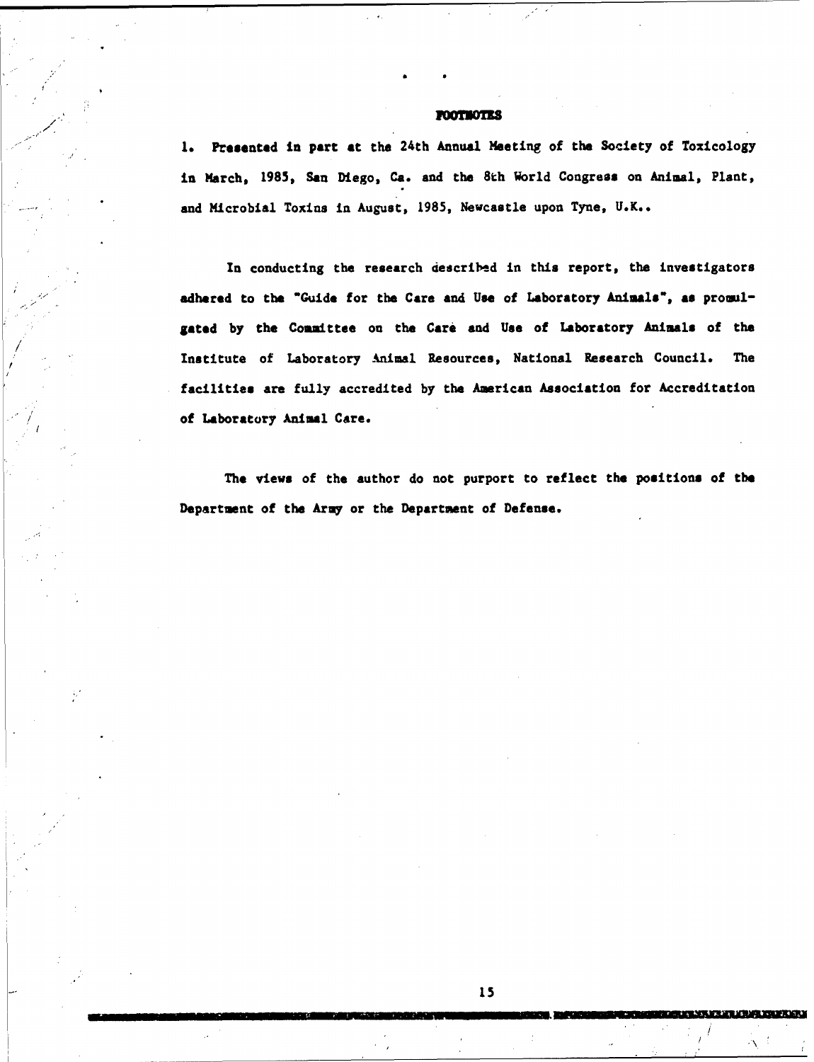## FOOTNOTES

1. Presented in part at the 24th Annual Meeting of the Society of Toxicology in March, 1985, San Diego, Ca. and the 8th World Congress on Animal, Plant, and Microbial Toxins in August, 1985, Newcastle upon Tyne, U.K..

In conducting the research described in this report, the investigators adhered to the "Guide for the Care and Use of Laboratory Animals", as promulgated by the Committee on the Care and Use of Laboratory Animals of the Institute of Laboratory Animal Resources, National Research Council. The facilities are fully accredited by the American Association for Accreditation of Laboratory Animal Care.

The views of the author do not purport to reflect the positions of the Department of the Army or the Department of Defense.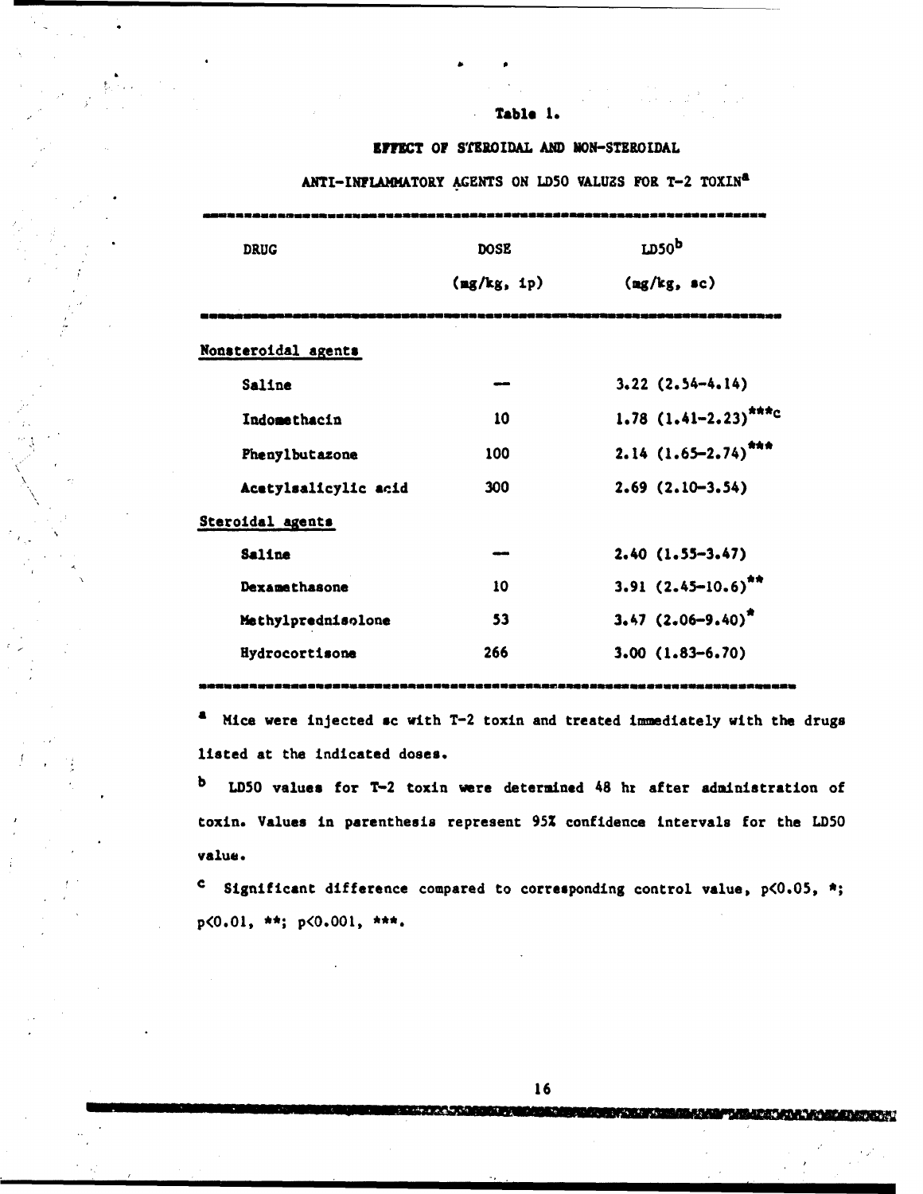**Table 1.**

**EFFECT OF STEROIDAL AND NON-STEROIDAL**

**ANTI-INFLAMMATORY AGENTS ON LD50 VALUES FOR T-2 TOXIN[a]**

| DRUG | DOSE (mg/kg, ip) | LD50[b] (mg/kg, sc) |
|---|---|---|
| Nonsteroidal agents | | |
| Saline | — | 3.22 (2.54–4.14) |
| Indomethacin | 10 | 1.78 (1.41–2.23)***[c] |
| Phenylbutazone | 100 | 2.14 (1.65–2.74)*** |
| Acetylsalicylic acid | 300 | 2.69 (2.10–3.54) |
| Steroidal agents | | |
| Saline | — | 2.40 (1.55–3.47) |
| Dexamethasone | 10 | 3.91 (2.45–10.6)** |
| Methylprednisolone | 53 | 3.47 (2.06–9.40)* |
| Hydrocortisone | 266 | 3.00 (1.83–6.70) |

[a] Mice were injected sc with T-2 toxin and treated immediately with the drugs listed at the indicated doses.

[b] LD50 values for T-2 toxin were determined 48 hr after administration of toxin. Values in parenthesis represent 95% confidence intervals for the LD50 value.

[c] Significant difference compared to corresponding control value, $p<0.05$, *; $p<0.01$, **; $p<0.001$, ***.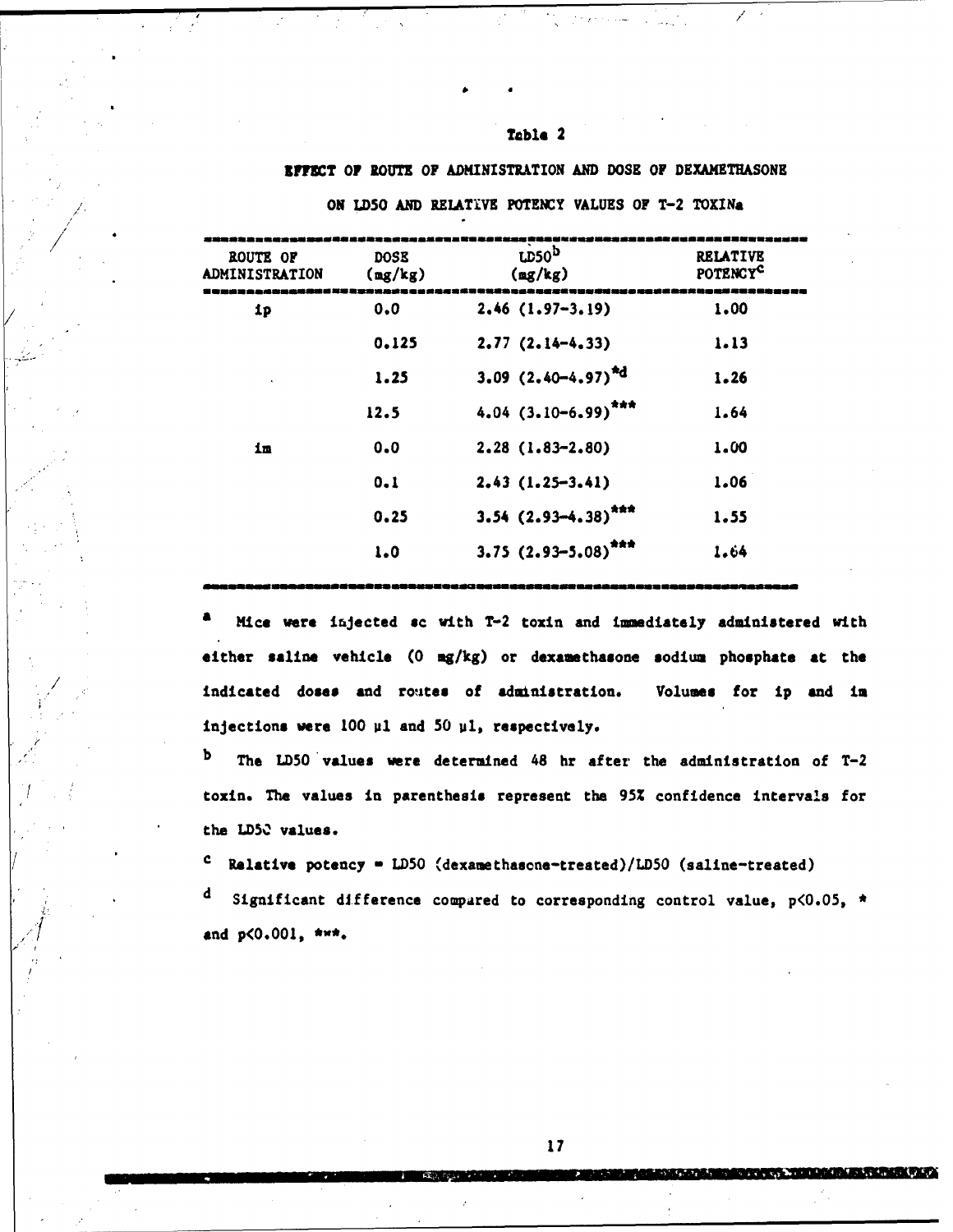Table 2

EFFECT OF ROUTE OF ADMINISTRATION AND DOSE OF DEXAMETHASONE ON LD50 AND RELATIVE POTENCY VALUES OF T-2 TOXIN[a]

| ROUTE OF ADMINISTRATION | DOSE (mg/kg) | LD50[b] (mg/kg) | RELATIVE POTENCY[c] |
|---|---|---|---|
| ip | 0.0 | 2.46 (1.97-3.19) | 1.00 |
| | 0.125 | 2.77 (2.14-4.33) | 1.13 |
| | 1.25 | 3.09 (2.40-4.97)*[d] | 1.26 |
| | 12.5 | 4.04 (3.10-6.99)*** | 1.64 |
| im | 0.0 | 2.28 (1.83-2.80) | 1.00 |
| | 0.1 | 2.43 (1.25-3.41) | 1.06 |
| | 0.25 | 3.54 (2.93-4.38)*** | 1.55 |
| | 1.0 | 3.75 (2.93-5.08)*** | 1.64 |

[a] Mice were injected sc with T-2 toxin and immediately administered with either saline vehicle (0 mg/kg) or dexamethasone sodium phosphate at the indicated doses and routes of administration. Volumes for ip and im injections were 100 µl and 50 µl, respectively.

[b] The LD50 values were determined 48 hr after the administration of T-2 toxin. The values in parenthesis represent the 95% confidence intervals for the LD50 values.

[c] Relative potency = LD50 (dexamethasone-treated)/LD50 (saline-treated)

[d] Significant difference compared to corresponding control value, $p<0.05$, * and $p<0.001$, ***.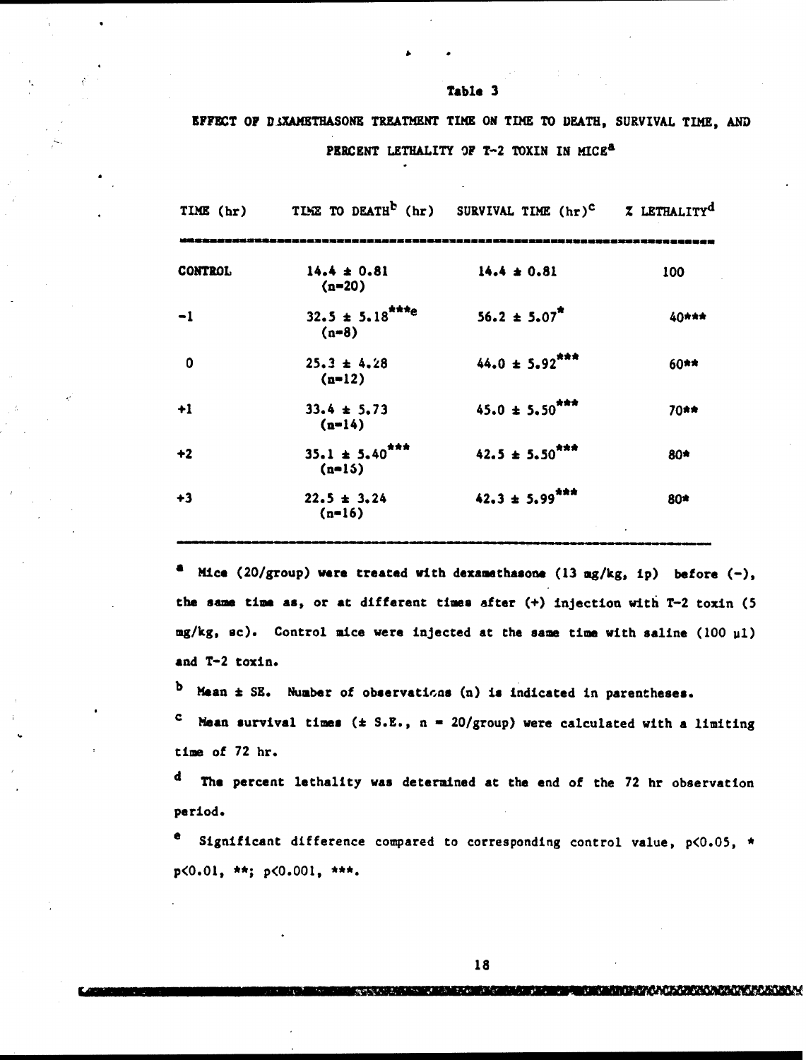### Table 3

EFFECT OF DEXAMETHASONE TREATMENT TIME ON TIME TO DEATH, SURVIVAL TIME, AND PERCENT LETHALITY OF T-2 TOXIN IN MICE[a]

| TIME (hr) | TIME TO DEATH[b] (hr) | SURVIVAL TIME (hr)[c] | % LETHALITY[d] |
|---|---|---|---|
| CONTROL | 14.4 ± 0.81 (n=20) | 14.4 ± 0.81 | 100 |
| -1 | 32.5 ± 5.18***[e] (n=8) | 56.2 ± 5.07* | 40*** |
| 0 | 25.3 ± 4.28 (n=12) | 44.0 ± 5.92*** | 60** |
| +1 | 33.4 ± 5.73 (n=14) | 45.0 ± 5.50*** | 70** |
| +2 | 35.1 ± 5.40*** (n=16) | 42.5 ± 5.50*** | 80* |
| +3 | 22.5 ± 3.24 (n=16) | 42.3 ± 5.99*** | 80* |

[a] Mice (20/group) were treated with dexamethasone (13 mg/kg, ip) before (-), the same time as, or at different times after (+) injection with T-2 toxin (5 mg/kg, sc). Control mice were injected at the same time with saline (100 μl) and T-2 toxin.

[b] Mean ± SE. Number of observations (n) is indicated in parentheses.

[c] Mean survival times (± S.E., n = 20/group) were calculated with a limiting time of 72 hr.

[d] The percent lethality was determined at the end of the 72 hr observation period.

[e] Significant difference compared to corresponding control value, $p<0.05$, * $p<0.01$, **; $p<0.001$, ***.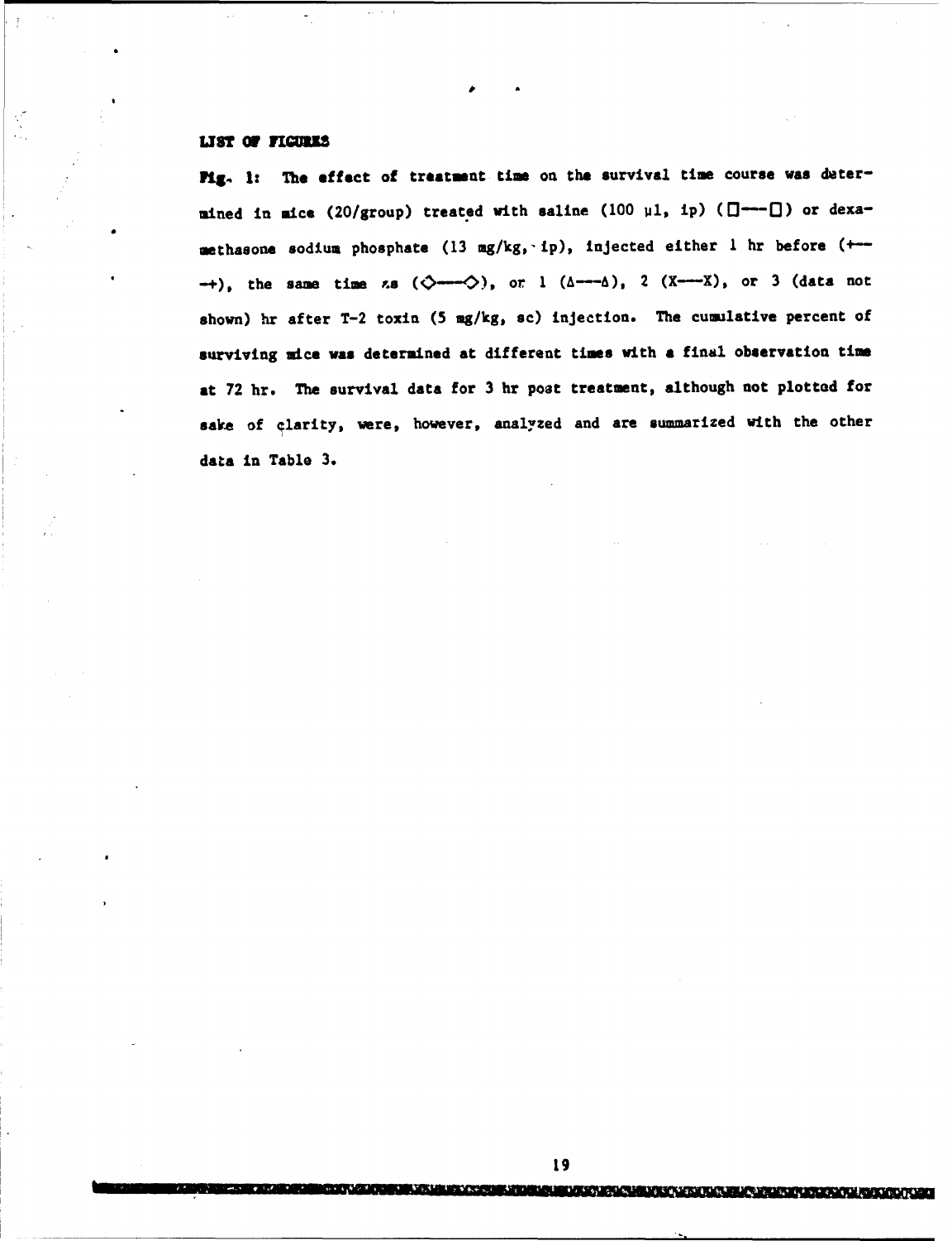## LIST OF FIGURES

**Fig. 1:** The effect of treatment time on the survival time course was determined in mice (20/group) treated with saline (100 μl, ip) (□---□) or dexamethasone sodium phosphate (13 mg/kg, ip), injected either 1 hr before (+---+), the same time as (◇---◇), or 1 (Δ---Δ), 2 (X---X), or 3 (data not shown) hr after T-2 toxin (5 mg/kg, sc) injection. The cumulative percent of surviving mice was determined at different times with a final observation time at 72 hr. The survival data for 3 hr post treatment, although not plotted for sake of clarity, were, however, analyzed and are summarized with the other data in Table 3.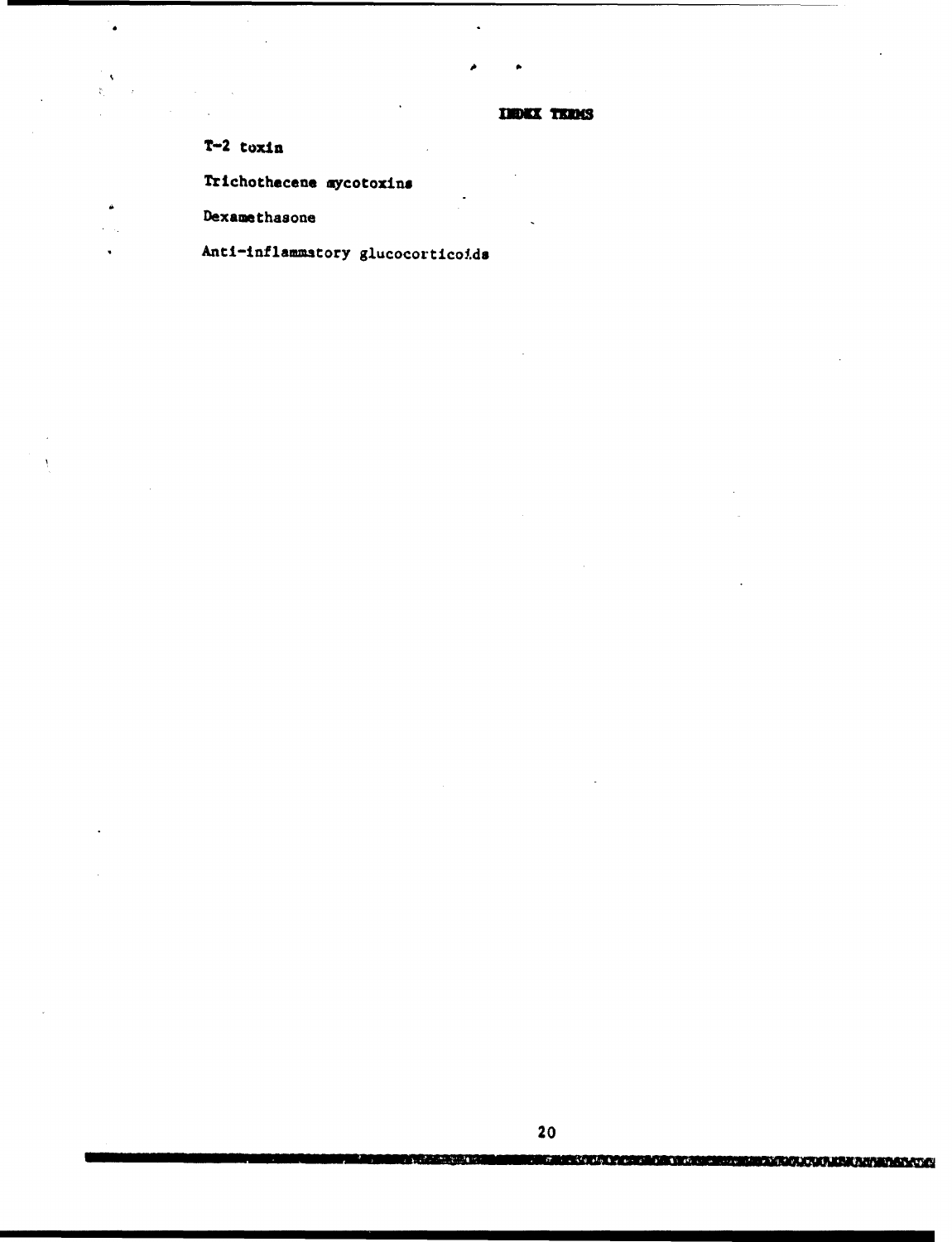## INDEX TERMS

T-2 toxin

Trichothecene mycotoxins

Dexamethasone

Anti-inflammatory glucocorticoids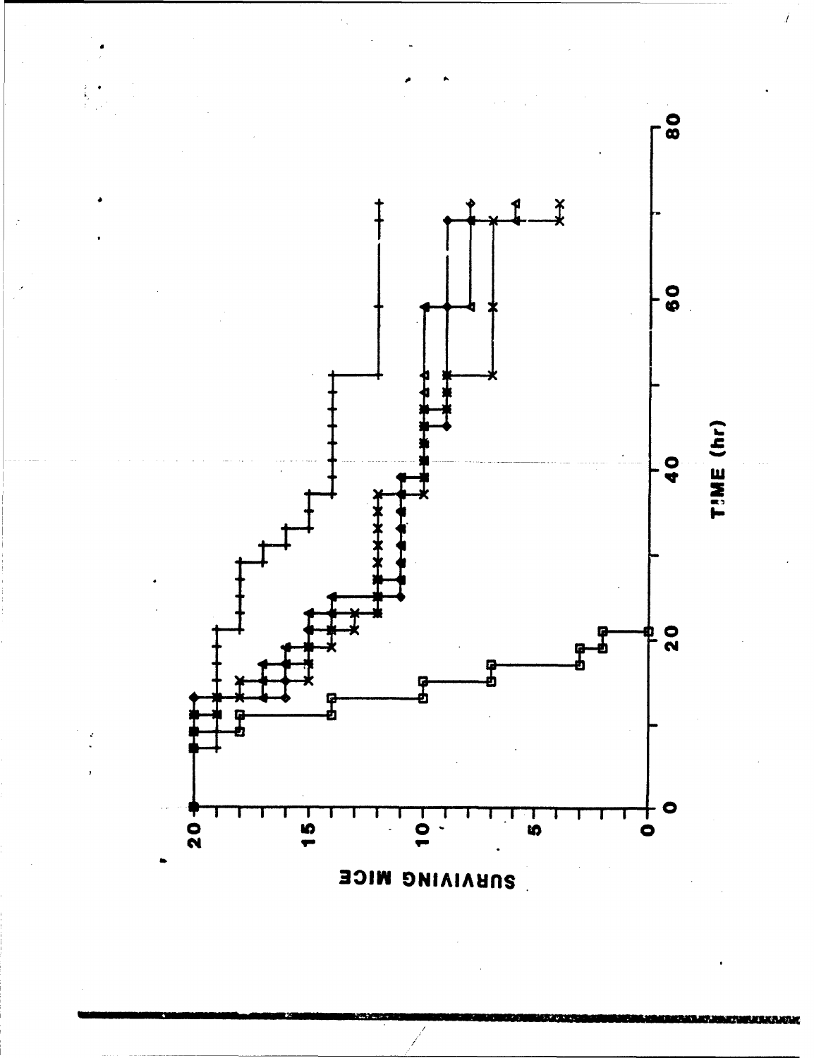SURVIVING MICE

20

15

10

5

0

0

20

40

60

80

TIME (hr)